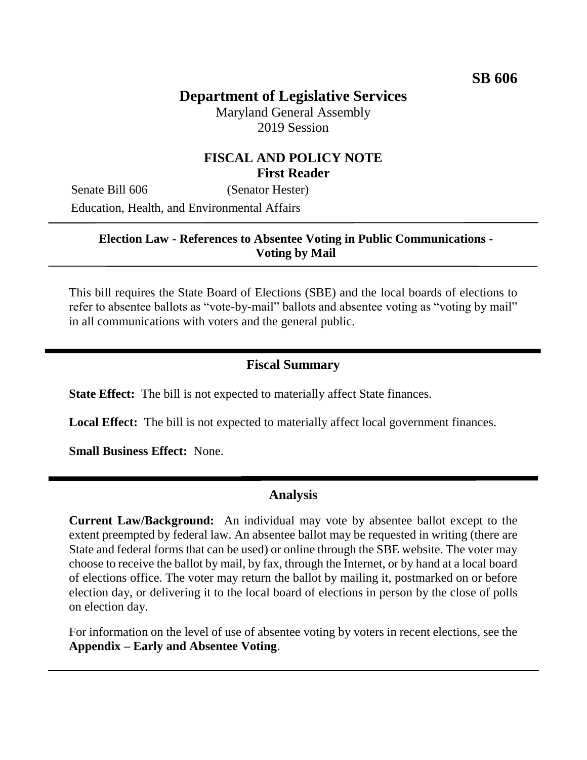**SB 606**

# Department of Legislative Services

Maryland General Assembly
2019 Session

## FISCAL AND POLICY NOTE
**First Reader**

Senate Bill 606 (Senator Hester)

Education, Health, and Environmental Affairs

---

**Election Law - References to Absentee Voting in Public Communications - Voting by Mail**

---

This bill requires the State Board of Elections (SBE) and the local boards of elections to refer to absentee ballots as "vote-by-mail" ballots and absentee voting as "voting by mail" in all communications with voters and the general public.

---

## Fiscal Summary

**State Effect:** The bill is not expected to materially affect State finances.

**Local Effect:** The bill is not expected to materially affect local government finances.

**Small Business Effect:** None.

---

## Analysis

**Current Law/Background:** An individual may vote by absentee ballot except to the extent preempted by federal law. An absentee ballot may be requested in writing (there are State and federal forms that can be used) or online through the SBE website. The voter may choose to receive the ballot by mail, by fax, through the Internet, or by hand at a local board of elections office. The voter may return the ballot by mailing it, postmarked on or before election day, or delivering it to the local board of elections in person by the close of polls on election day.

For information on the level of use of absentee voting by voters in recent elections, see the **Appendix – Early and Absentee Voting**.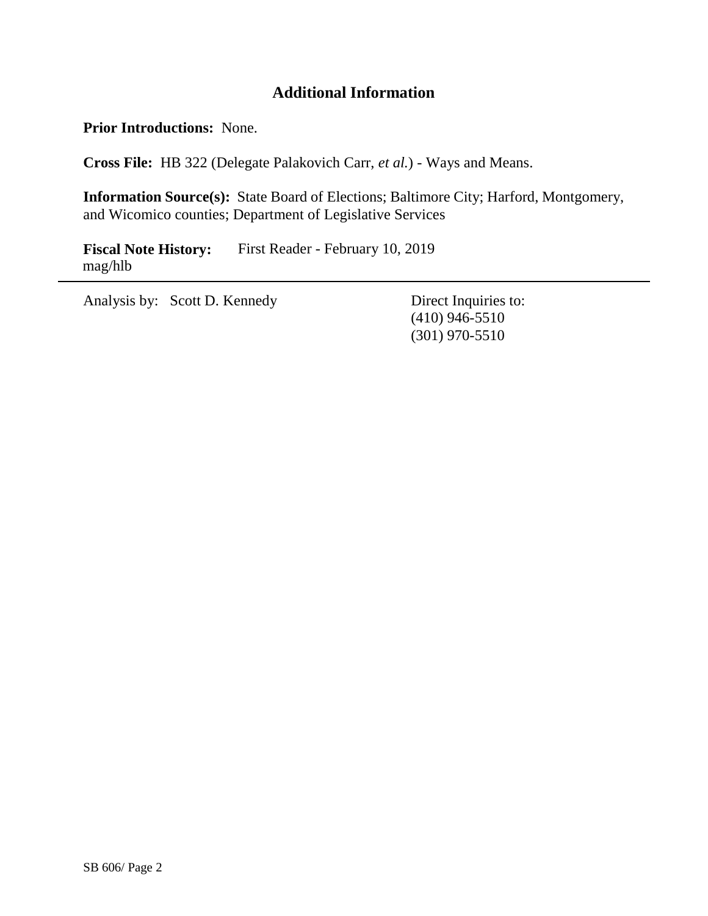## Additional Information

**Prior Introductions:** None.

**Cross File:** HB 322 (Delegate Palakovich Carr, *et al.*) - Ways and Means.

**Information Source(s):** State Board of Elections; Baltimore City; Harford, Montgomery, and Wicomico counties; Department of Legislative Services

**Fiscal Note History:** First Reader - February 10, 2019
mag/hlb

---

Analysis by: Scott D. Kennedy

Direct Inquiries to:
(410) 946-5510
(301) 970-5510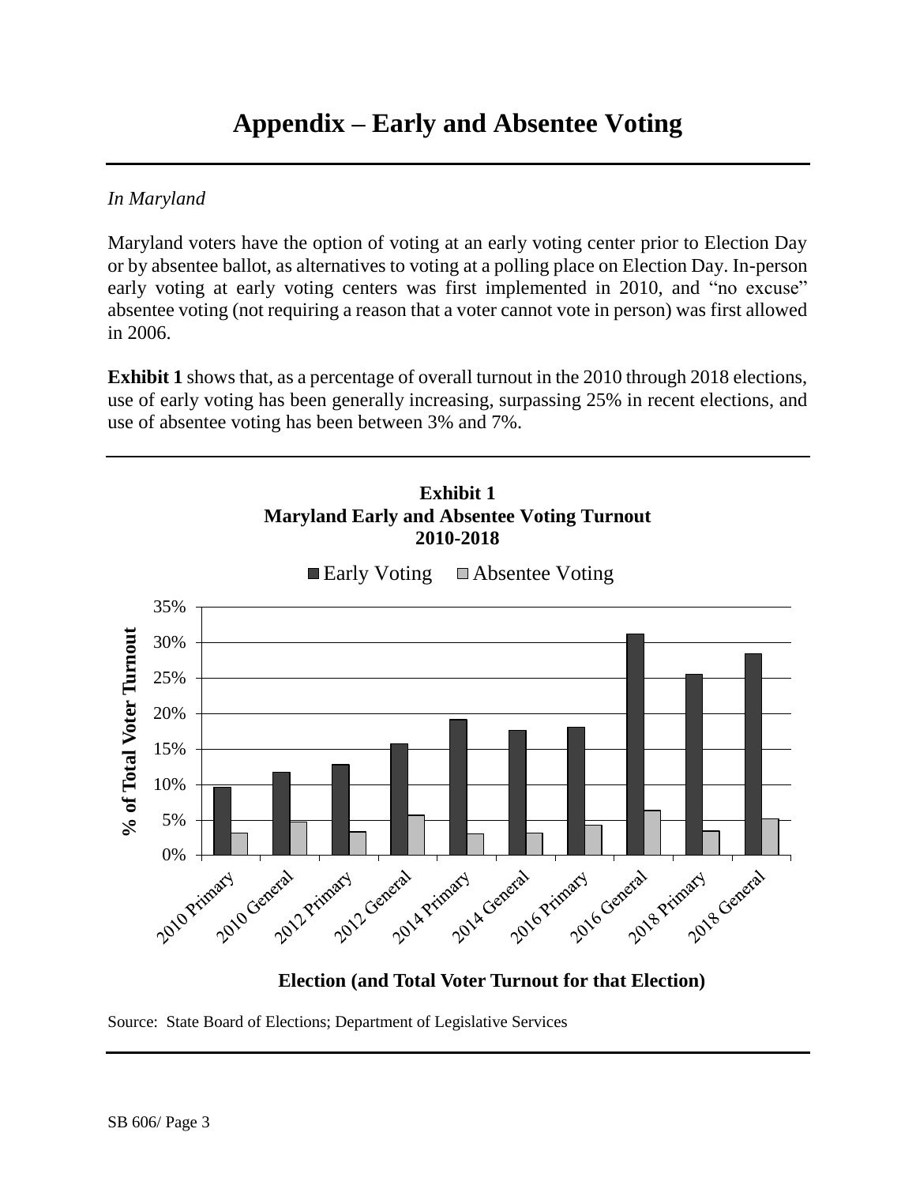# Appendix – Early and Absentee Voting

*In Maryland*

Maryland voters have the option of voting at an early voting center prior to Election Day or by absentee ballot, as alternatives to voting at a polling place on Election Day. In-person early voting at early voting centers was first implemented in 2010, and "no excuse" absentee voting (not requiring a reason that a voter cannot vote in person) was first allowed in 2006.

**Exhibit 1** shows that, as a percentage of overall turnout in the 2010 through 2018 elections, use of early voting has been generally increasing, surpassing 25% in recent elections, and use of absentee voting has been between 3% and 7%.

**Exhibit 1**
**Maryland Early and Absentee Voting Turnout**
**2010-2018**

Early Voting
Absentee Voting

% of Total Voter Turnout

35%
30%
25%
20%
15%
10%
5%
0%

2010 Primary
2010 General
2012 Primary
2012 General
2014 Primary
2014 General
2016 Primary
2016 General
2018 Primary
2018 General

**Election (and Total Voter Turnout for that Election)**

Source: State Board of Elections; Department of Legislative Services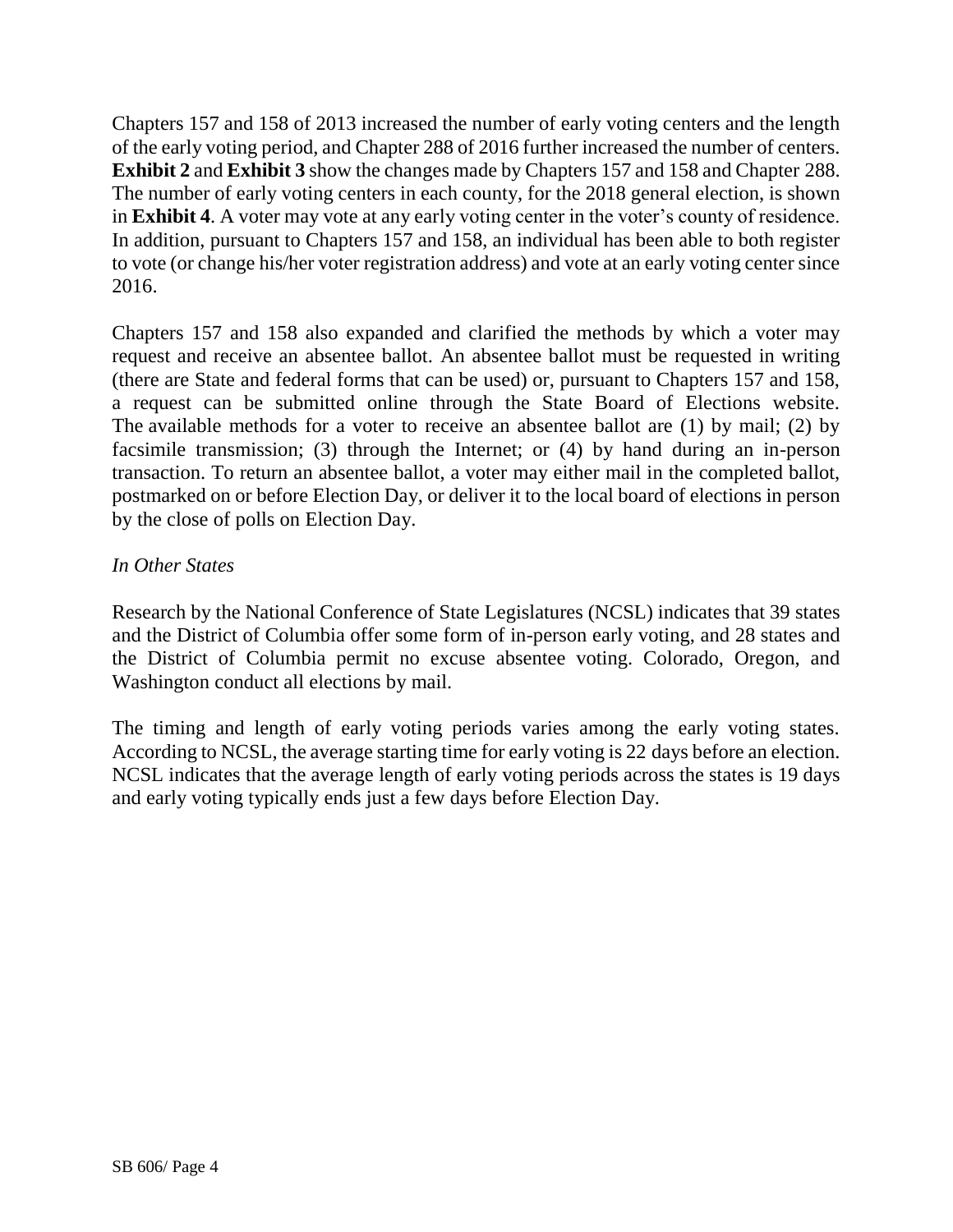Chapters 157 and 158 of 2013 increased the number of early voting centers and the length of the early voting period, and Chapter 288 of 2016 further increased the number of centers. **Exhibit 2** and **Exhibit 3** show the changes made by Chapters 157 and 158 and Chapter 288. The number of early voting centers in each county, for the 2018 general election, is shown in **Exhibit 4**. A voter may vote at any early voting center in the voter's county of residence. In addition, pursuant to Chapters 157 and 158, an individual has been able to both register to vote (or change his/her voter registration address) and vote at an early voting center since 2016.

Chapters 157 and 158 also expanded and clarified the methods by which a voter may request and receive an absentee ballot. An absentee ballot must be requested in writing (there are State and federal forms that can be used) or, pursuant to Chapters 157 and 158, a request can be submitted online through the State Board of Elections website. The available methods for a voter to receive an absentee ballot are (1) by mail; (2) by facsimile transmission; (3) through the Internet; or (4) by hand during an in-person transaction. To return an absentee ballot, a voter may either mail in the completed ballot, postmarked on or before Election Day, or deliver it to the local board of elections in person by the close of polls on Election Day.

*In Other States*

Research by the National Conference of State Legislatures (NCSL) indicates that 39 states and the District of Columbia offer some form of in-person early voting, and 28 states and the District of Columbia permit no excuse absentee voting. Colorado, Oregon, and Washington conduct all elections by mail.

The timing and length of early voting periods varies among the early voting states. According to NCSL, the average starting time for early voting is 22 days before an election. NCSL indicates that the average length of early voting periods across the states is 19 days and early voting typically ends just a few days before Election Day.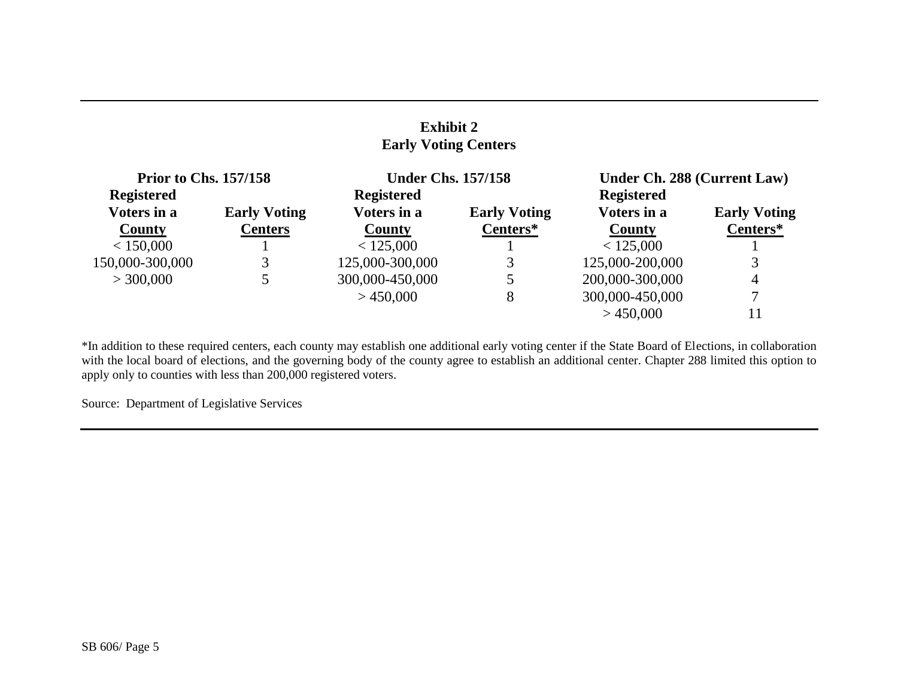**Exhibit 2**
**Early Voting Centers**

| Prior to Chs. 157/158 | | Under Chs. 157/158 | | Under Ch. 288 (Current Law) | |
|---|---|---|---|---|---|
| **Registered Voters in a County** | **Early Voting Centers** | **Registered Voters in a County** | **Early Voting Centers*** | **Registered Voters in a County** | **Early Voting Centers*** |
| < 150,000 | 1 | < 125,000 | 1 | < 125,000 | 1 |
| 150,000-300,000 | 3 | 125,000-300,000 | 3 | 125,000-200,000 | 3 |
| > 300,000 | 5 | 300,000-450,000 | 5 | 200,000-300,000 | 4 |
| | | > 450,000 | 8 | 300,000-450,000 | 7 |
| | | | | > 450,000 | 11 |

*In addition to these required centers, each county may establish one additional early voting center if the State Board of Elections, in collaboration with the local board of elections, and the governing body of the county agree to establish an additional center. Chapter 288 limited this option to apply only to counties with less than 200,000 registered voters.

Source: Department of Legislative Services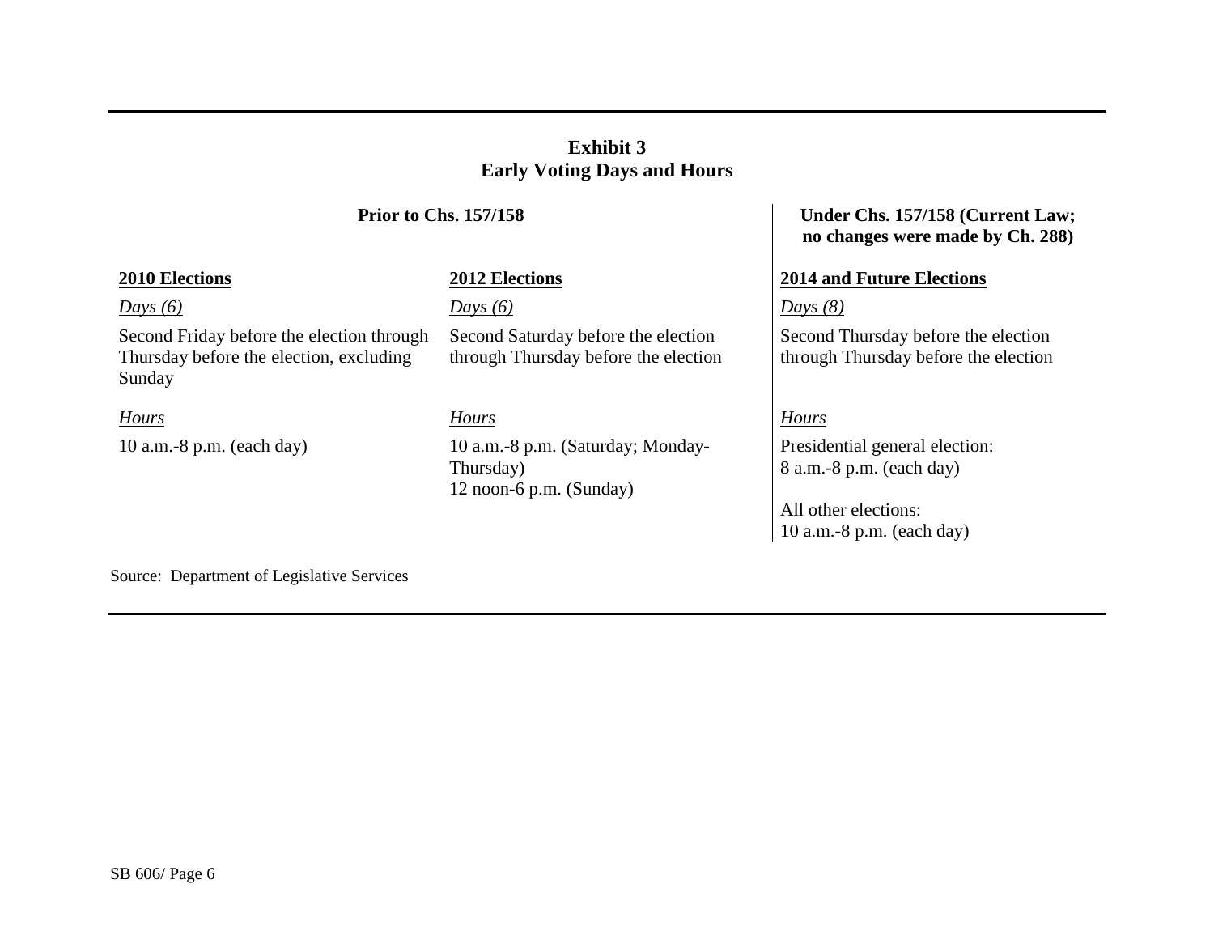**Exhibit 3**
**Early Voting Days and Hours**

| Prior to Chs. 157/158 | | Under Chs. 157/158 (Current Law; no changes were made by Ch. 288) |
|---|---|---|
| **2010 Elections** | **2012 Elections** | **2014 and Future Elections** |
| *Days (6)* | *Days (6)* | *Days (8)* |
| Second Friday before the election through Thursday before the election, excluding Sunday | Second Saturday before the election through Thursday before the election | Second Thursday before the election through Thursday before the election |
| *Hours* | *Hours* | *Hours* |
| 10 a.m.-8 p.m. (each day) | 10 a.m.-8 p.m. (Saturday; Monday-Thursday)<br>12 noon-6 p.m. (Sunday) | Presidential general election:<br>8 a.m.-8 p.m. (each day)<br><br>All other elections:<br>10 a.m.-8 p.m. (each day) |

Source: Department of Legislative Services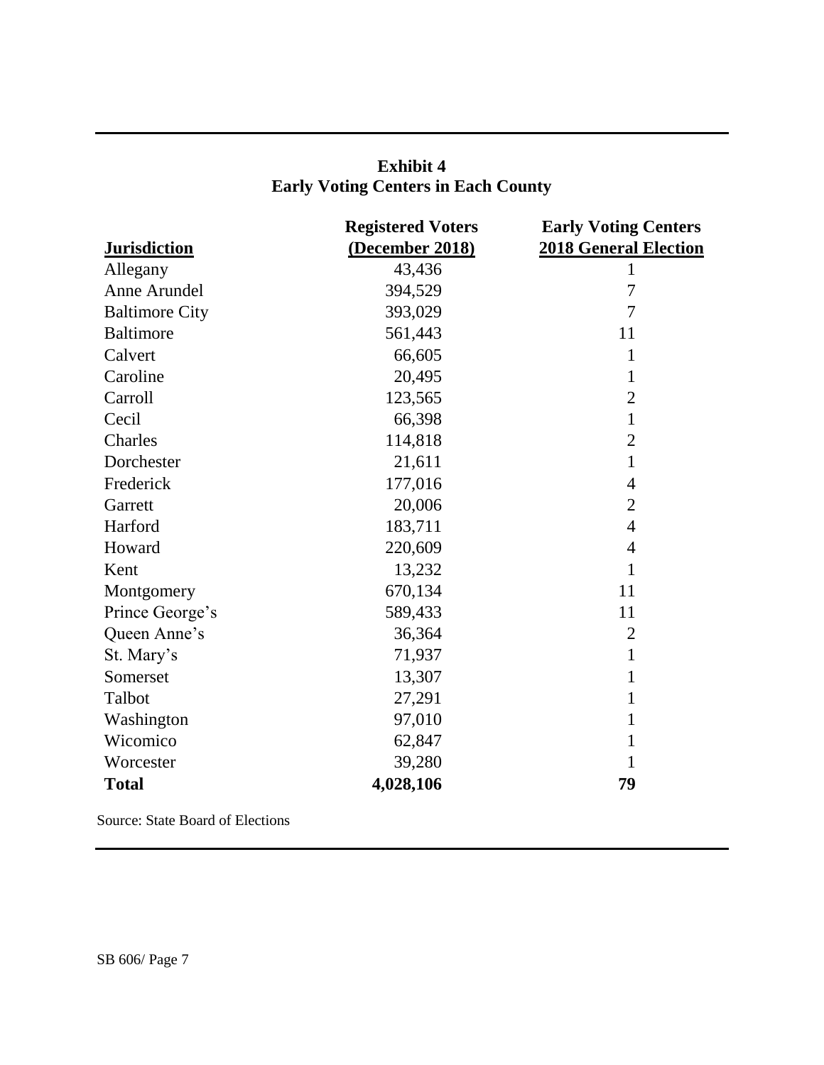**Exhibit 4**
**Early Voting Centers in Each County**

| Jurisdiction | Registered Voters (December 2018) | Early Voting Centers 2018 General Election |
|---|---|---|
| Allegany | 43,436 | 1 |
| Anne Arundel | 394,529 | 7 |
| Baltimore City | 393,029 | 7 |
| Baltimore | 561,443 | 11 |
| Calvert | 66,605 | 1 |
| Caroline | 20,495 | 1 |
| Carroll | 123,565 | 2 |
| Cecil | 66,398 | 1 |
| Charles | 114,818 | 2 |
| Dorchester | 21,611 | 1 |
| Frederick | 177,016 | 4 |
| Garrett | 20,006 | 2 |
| Harford | 183,711 | 4 |
| Howard | 220,609 | 4 |
| Kent | 13,232 | 1 |
| Montgomery | 670,134 | 11 |
| Prince George's | 589,433 | 11 |
| Queen Anne's | 36,364 | 2 |
| St. Mary's | 71,937 | 1 |
| Somerset | 13,307 | 1 |
| Talbot | 27,291 | 1 |
| Washington | 97,010 | 1 |
| Wicomico | 62,847 | 1 |
| Worcester | 39,280 | 1 |
| **Total** | **4,028,106** | **79** |

Source: State Board of Elections